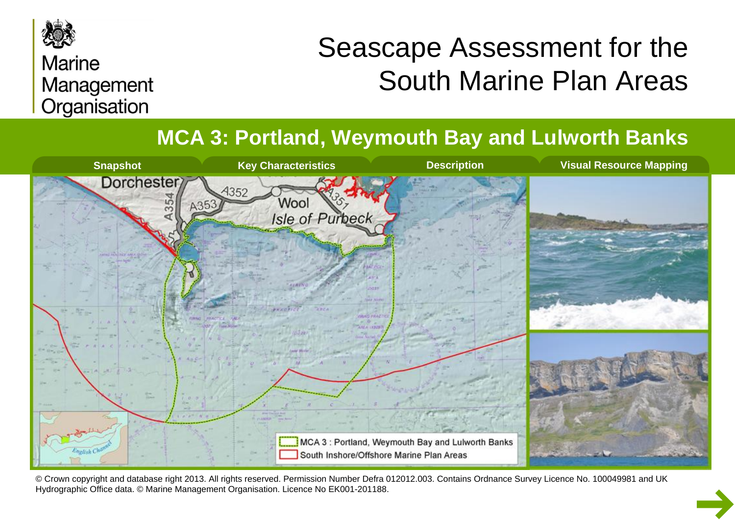Marine Management Organisation

# Seascape Assessment for the South Marine Plan Areas

## MCA 3: Portland, Weymouth Bay and Lulworth Banks

Snapshot | Key Characteristics | Description | Visual Resource Mapping

MCA 3 : Portland, Weymouth Bay and Lulworth Banks

South Inshore/Offshore Marine Plan Areas

© Crown copyright and database right 2013. All rights reserved. Permission Number Defra 012012.003. Contains Ordnance Survey Licence No. 100049981 and UK Hydrographic Office data. © Marine Management Organisation. Licence No EK001-201188.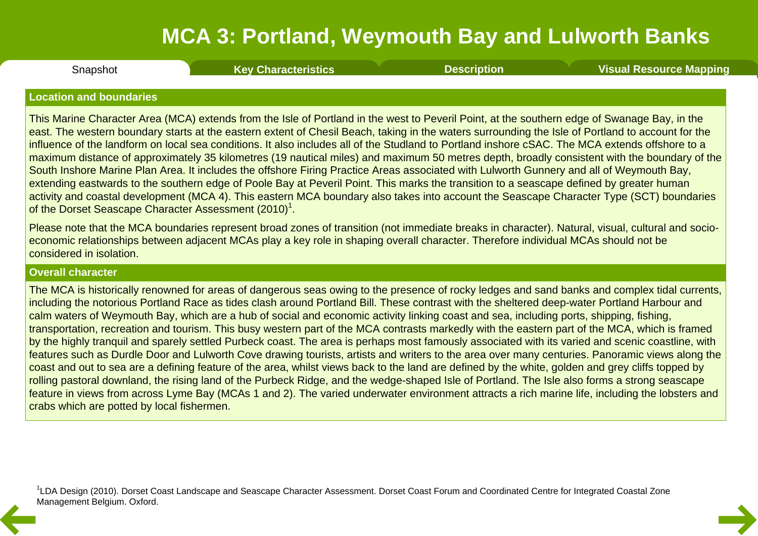# MCA 3: Portland, Weymouth Bay and Lulworth Banks

Snapshot | **Key Characteristics** | **Description** | **Visual Resource Mapping**

## Location and boundaries

This Marine Character Area (MCA) extends from the Isle of Portland in the west to Peveril Point, at the southern edge of Swanage Bay, in the east. The western boundary starts at the eastern extent of Chesil Beach, taking in the waters surrounding the Isle of Portland to account for the influence of the landform on local sea conditions. It also includes all of the Studland to Portland inshore cSAC. The MCA extends offshore to a maximum distance of approximately 35 kilometres (19 nautical miles) and maximum 50 metres depth, broadly consistent with the boundary of the South Inshore Marine Plan Area. It includes the offshore Firing Practice Areas associated with Lulworth Gunnery and all of Weymouth Bay, extending eastwards to the southern edge of Poole Bay at Peveril Point. This marks the transition to a seascape defined by greater human activity and coastal development (MCA 4). This eastern MCA boundary also takes into account the Seascape Character Type (SCT) boundaries of the Dorset Seascape Character Assessment (2010)[1].

Please note that the MCA boundaries represent broad zones of transition (not immediate breaks in character). Natural, visual, cultural and socio-economic relationships between adjacent MCAs play a key role in shaping overall character. Therefore individual MCAs should not be considered in isolation.

## Overall character

The MCA is historically renowned for areas of dangerous seas owing to the presence of rocky ledges and sand banks and complex tidal currents, including the notorious Portland Race as tides clash around Portland Bill. These contrast with the sheltered deep-water Portland Harbour and calm waters of Weymouth Bay, which are a hub of social and economic activity linking coast and sea, including ports, shipping, fishing, transportation, recreation and tourism. This busy western part of the MCA contrasts markedly with the eastern part of the MCA, which is framed by the highly tranquil and sparely settled Purbeck coast. The area is perhaps most famously associated with its varied and scenic coastline, with features such as Durdle Door and Lulworth Cove drawing tourists, artists and writers to the area over many centuries. Panoramic views along the coast and out to sea are a defining feature of the area, whilst views back to the land are defined by the white, golden and grey cliffs topped by rolling pastoral downland, the rising land of the Purbeck Ridge, and the wedge-shaped Isle of Portland. The Isle also forms a strong seascape feature in views from across Lyme Bay (MCAs 1 and 2). The varied underwater environment attracts a rich marine life, including the lobsters and crabs which are potted by local fishermen.

[1] LDA Design (2010). Dorset Coast Landscape and Seascape Character Assessment. Dorset Coast Forum and Coordinated Centre for Integrated Coastal Zone Management Belgium. Oxford.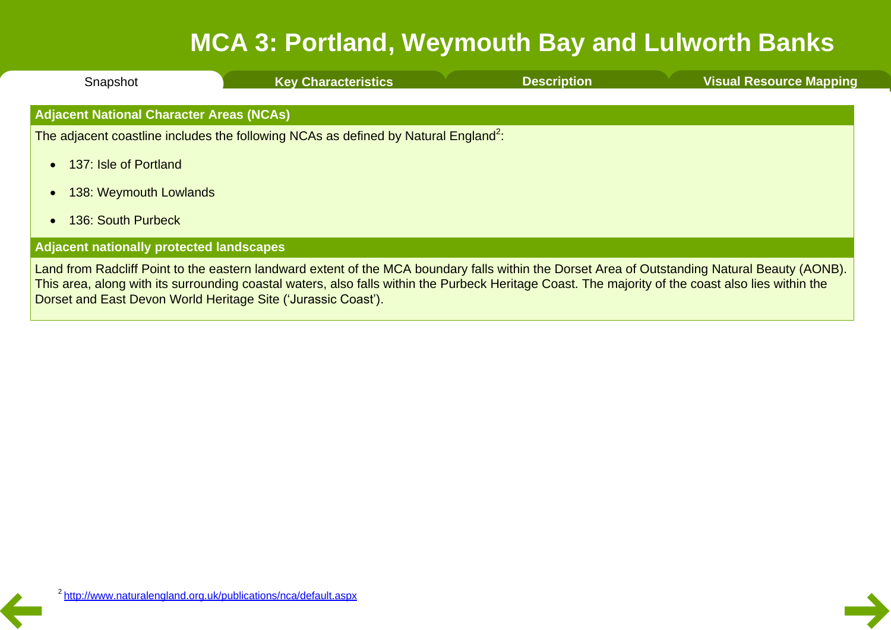# MCA 3: Portland, Weymouth Bay and Lulworth Banks

Snapshot | Key Characteristics | Description | Visual Resource Mapping

## Adjacent National Character Areas (NCAs)

The adjacent coastline includes the following NCAs as defined by Natural England[2]:

- 137: Isle of Portland
- 138: Weymouth Lowlands
- 136: South Purbeck

## Adjacent nationally protected landscapes

Land from Radcliff Point to the eastern landward extent of the MCA boundary falls within the Dorset Area of Outstanding Natural Beauty (AONB). This area, along with its surrounding coastal waters, also falls within the Purbeck Heritage Coast. The majority of the coast also lies within the Dorset and East Devon World Heritage Site ('Jurassic Coast').

[2] http://www.naturalengland.org.uk/publications/nca/default.aspx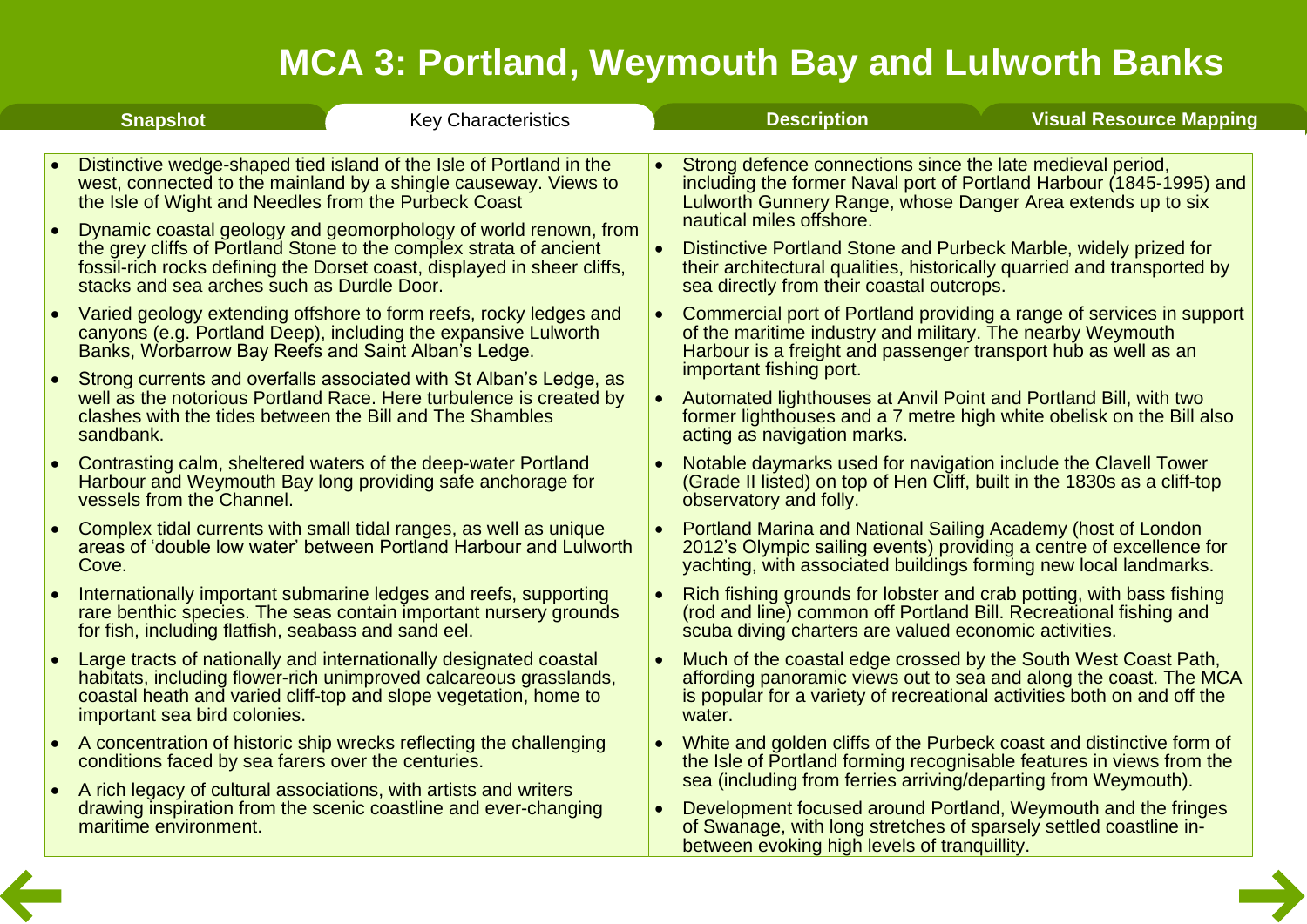# MCA 3: Portland, Weymouth Bay and Lulworth Banks

## Key Characteristics

- Distinctive wedge-shaped tied island of the Isle of Portland in the west, connected to the mainland by a shingle causeway. Views to the Isle of Wight and Needles from the Purbeck Coast
- Dynamic coastal geology and geomorphology of world renown, from the grey cliffs of Portland Stone to the complex strata of ancient fossil-rich rocks defining the Dorset coast, displayed in sheer cliffs, stacks and sea arches such as Durdle Door.
- Varied geology extending offshore to form reefs, rocky ledges and canyons (e.g. Portland Deep), including the expansive Lulworth Banks, Worbarrow Bay Reefs and Saint Alban's Ledge.
- Strong currents and overfalls associated with St Alban's Ledge, as well as the notorious Portland Race. Here turbulence is created by clashes with the tides between the Bill and The Shambles sandbank.
- Contrasting calm, sheltered waters of the deep-water Portland Harbour and Weymouth Bay long providing safe anchorage for vessels from the Channel.
- Complex tidal currents with small tidal ranges, as well as unique areas of 'double low water' between Portland Harbour and Lulworth Cove.
- Internationally important submarine ledges and reefs, supporting rare benthic species. The seas contain important nursery grounds for fish, including flatfish, seabass and sand eel.
- Large tracts of nationally and internationally designated coastal habitats, including flower-rich unimproved calcareous grasslands, coastal heath and varied cliff-top and slope vegetation, home to important sea bird colonies.
- A concentration of historic ship wrecks reflecting the challenging conditions faced by sea farers over the centuries.
- A rich legacy of cultural associations, with artists and writers drawing inspiration from the scenic coastline and ever-changing maritime environment.
- Strong defence connections since the late medieval period, including the former Naval port of Portland Harbour (1845-1995) and Lulworth Gunnery Range, whose Danger Area extends up to six nautical miles offshore.
- Distinctive Portland Stone and Purbeck Marble, widely prized for their architectural qualities, historically quarried and transported by sea directly from their coastal outcrops.
- Commercial port of Portland providing a range of services in support of the maritime industry and military. The nearby Weymouth Harbour is a freight and passenger transport hub as well as an important fishing port.
- Automated lighthouses at Anvil Point and Portland Bill, with two former lighthouses and a 7 metre high white obelisk on the Bill also acting as navigation marks.
- Notable daymarks used for navigation include the Clavell Tower (Grade II listed) on top of Hen Cliff, built in the 1830s as a cliff-top observatory and folly.
- Portland Marina and National Sailing Academy (host of London 2012's Olympic sailing events) providing a centre of excellence for yachting, with associated buildings forming new local landmarks.
- Rich fishing grounds for lobster and crab potting, with bass fishing (rod and line) common off Portland Bill. Recreational fishing and scuba diving charters are valued economic activities.
- Much of the coastal edge crossed by the South West Coast Path, affording panoramic views out to sea and along the coast. The MCA is popular for a variety of recreational activities both on and off the water.
- White and golden cliffs of the Purbeck coast and distinctive form of the Isle of Portland forming recognisable features in views from the sea (including from ferries arriving/departing from Weymouth).
- Development focused around Portland, Weymouth and the fringes of Swanage, with long stretches of sparsely settled coastline in-between evoking high levels of tranquillity.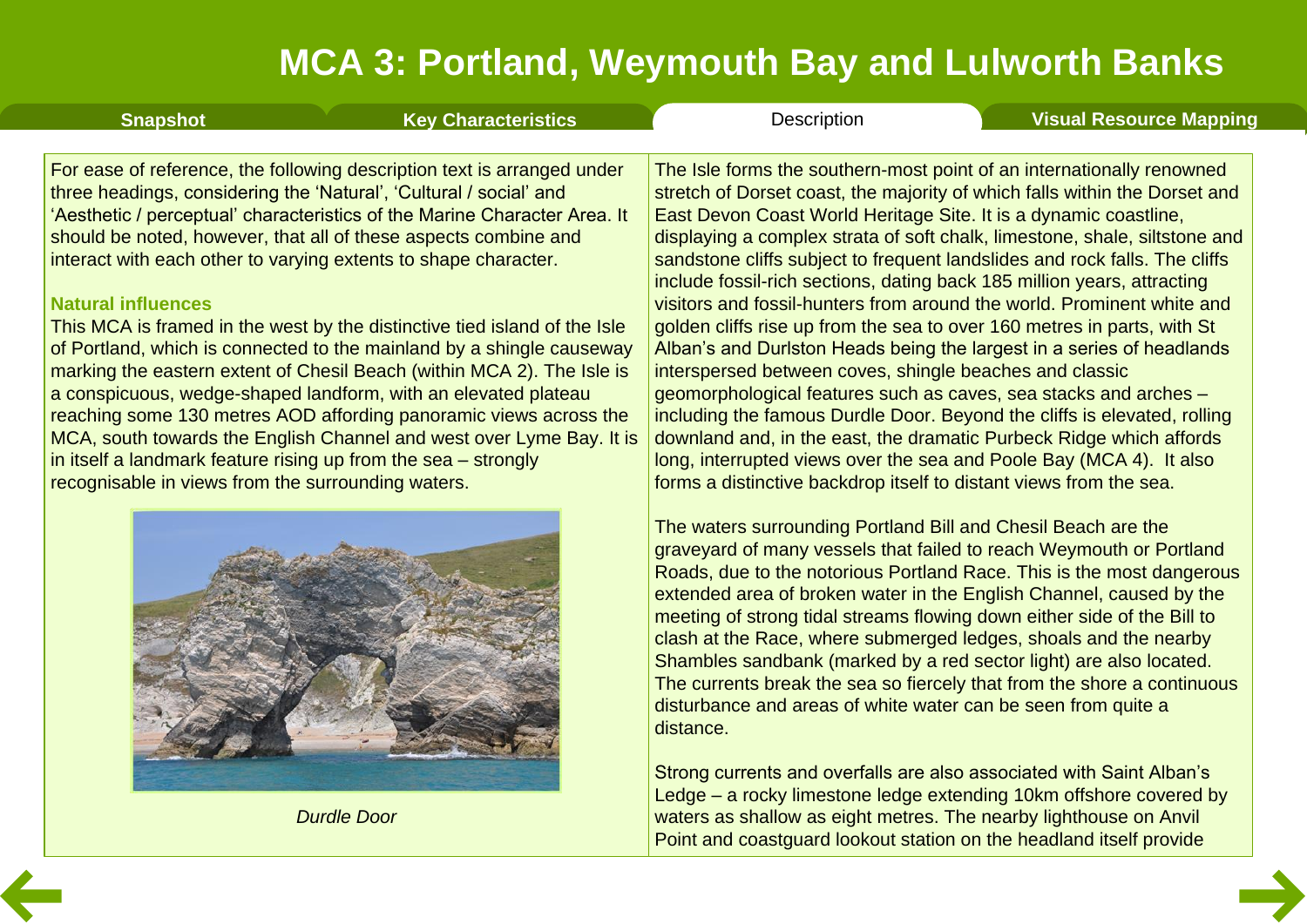# MCA 3: Portland, Weymouth Bay and Lulworth Banks

Snapshot | Key Characteristics | Description | Visual Resource Mapping

For ease of reference, the following description text is arranged under three headings, considering the 'Natural', 'Cultural / social' and 'Aesthetic / perceptual' characteristics of the Marine Character Area. It should be noted, however, that all of these aspects combine and interact with each other to varying extents to shape character.

### Natural influences

This MCA is framed in the west by the distinctive tied island of the Isle of Portland, which is connected to the mainland by a shingle causeway marking the eastern extent of Chesil Beach (within MCA 2). The Isle is a conspicuous, wedge-shaped landform, with an elevated plateau reaching some 130 metres AOD affording panoramic views across the MCA, south towards the English Channel and west over Lyme Bay. It is in itself a landmark feature rising up from the sea – strongly recognisable in views from the surrounding waters.

*Durdle Door*

The Isle forms the southern-most point of an internationally renowned stretch of Dorset coast, the majority of which falls within the Dorset and East Devon Coast World Heritage Site. It is a dynamic coastline, displaying a complex strata of soft chalk, limestone, shale, siltstone and sandstone cliffs subject to frequent landslides and rock falls. The cliffs include fossil-rich sections, dating back 185 million years, attracting visitors and fossil-hunters from around the world. Prominent white and golden cliffs rise up from the sea to over 160 metres in parts, with St Alban's and Durlston Heads being the largest in a series of headlands interspersed between coves, shingle beaches and classic geomorphological features such as caves, sea stacks and arches – including the famous Durdle Door. Beyond the cliffs is elevated, rolling downland and, in the east, the dramatic Purbeck Ridge which affords long, interrupted views over the sea and Poole Bay (MCA 4). It also forms a distinctive backdrop itself to distant views from the sea.

The waters surrounding Portland Bill and Chesil Beach are the graveyard of many vessels that failed to reach Weymouth or Portland Roads, due to the notorious Portland Race. This is the most dangerous extended area of broken water in the English Channel, caused by the meeting of strong tidal streams flowing down either side of the Bill to clash at the Race, where submerged ledges, shoals and the nearby Shambles sandbank (marked by a red sector light) are also located. The currents break the sea so fiercely that from the shore a continuous disturbance and areas of white water can be seen from quite a distance.

Strong currents and overfalls are also associated with Saint Alban's Ledge – a rocky limestone ledge extending 10km offshore covered by waters as shallow as eight metres. The nearby lighthouse on Anvil Point and coastguard lookout station on the headland itself provide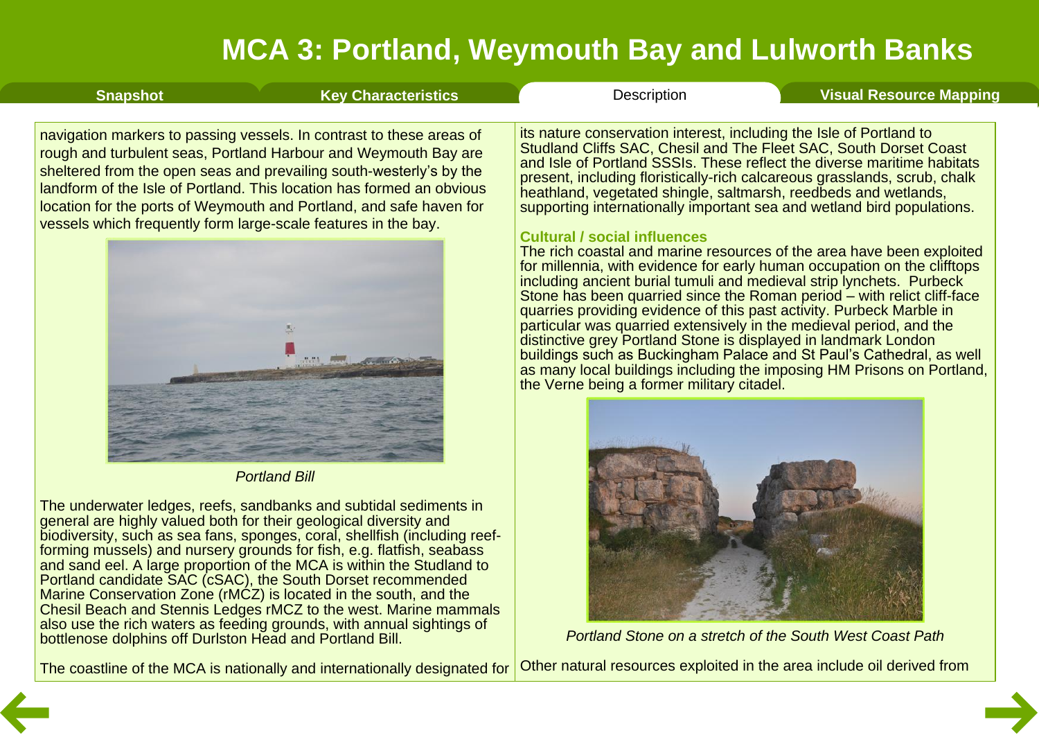navigation markers to passing vessels. In contrast to these areas of rough and turbulent seas, Portland Harbour and Weymouth Bay are sheltered from the open seas and prevailing south-westerly's by the landform of the Isle of Portland. This location has formed an obvious location for the ports of Weymouth and Portland, and safe haven for vessels which frequently form large-scale features in the bay.

*Portland Bill*

The underwater ledges, reefs, sandbanks and subtidal sediments in general are highly valued both for their geological diversity and biodiversity, such as sea fans, sponges, coral, shellfish (including reef-forming mussels) and nursery grounds for fish, e.g. flatfish, seabass and sand eel. A large proportion of the MCA is within the Studland to Portland candidate SAC (cSAC), the South Dorset recommended Marine Conservation Zone (rMCZ) is located in the south, and the Chesil Beach and Stennis Ledges rMCZ to the west. Marine mammals also use the rich waters as feeding grounds, with annual sightings of bottlenose dolphins off Durlston Head and Portland Bill.

The coastline of the MCA is nationally and internationally designated for its nature conservation interest, including the Isle of Portland to Studland Cliffs SAC, Chesil and The Fleet SAC, South Dorset Coast and Isle of Portland SSSIs. These reflect the diverse maritime habitats present, including floristically-rich calcareous grasslands, scrub, chalk heathland, vegetated shingle, saltmarsh, reedbeds and wetlands, supporting internationally important sea and wetland bird populations.

### Cultural / social influences

The rich coastal and marine resources of the area have been exploited for millennia, with evidence for early human occupation on the clifftops including ancient burial tumuli and medieval strip lynchets. Purbeck Stone has been quarried since the Roman period – with relict cliff-face quarries providing evidence of this past activity. Purbeck Marble in particular was quarried extensively in the medieval period, and the distinctive grey Portland Stone is displayed in landmark London buildings such as Buckingham Palace and St Paul's Cathedral, as well as many local buildings including the imposing HM Prisons on Portland, the Verne being a former military citadel.

*Portland Stone on a stretch of the South West Coast Path*

Other natural resources exploited in the area include oil derived from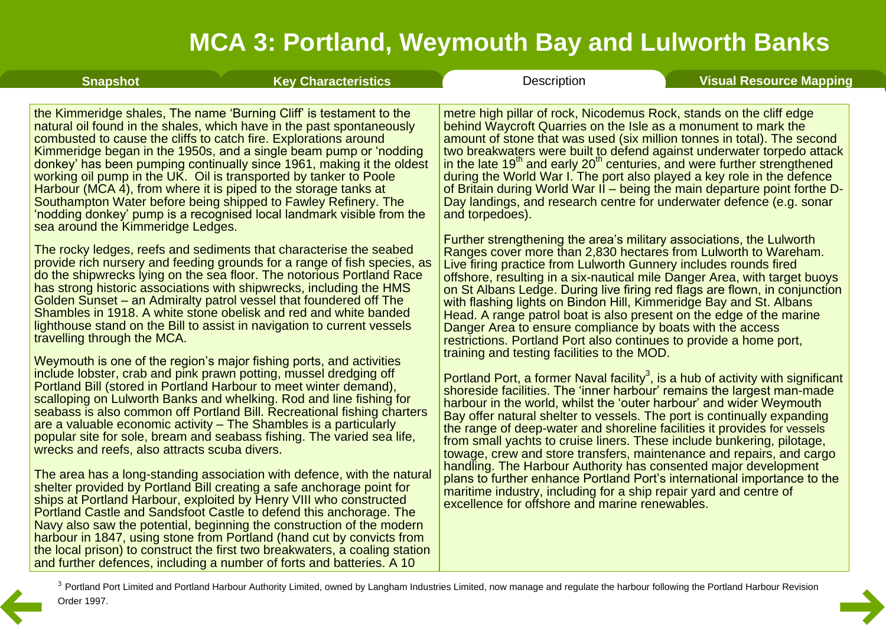# MCA 3: Portland, Weymouth Bay and Lulworth Banks

Snapshot | Key Characteristics | Description | Visual Resource Mapping

the Kimmeridge shales, The name 'Burning Cliff' is testament to the natural oil found in the shales, which have in the past spontaneously combusted to cause the cliffs to catch fire. Explorations around Kimmeridge began in the 1950s, and a single beam pump or 'nodding donkey' has been pumping continually since 1961, making it the oldest working oil pump in the UK. Oil is transported by tanker to Poole Harbour (MCA 4), from where it is piped to the storage tanks at Southampton Water before being shipped to Fawley Refinery. The 'nodding donkey' pump is a recognised local landmark visible from the sea around the Kimmeridge Ledges.

The rocky ledges, reefs and sediments that characterise the seabed provide rich nursery and feeding grounds for a range of fish species, as do the shipwrecks lying on the sea floor. The notorious Portland Race has strong historic associations with shipwrecks, including the HMS Golden Sunset – an Admiralty patrol vessel that foundered off The Shambles in 1918. A white stone obelisk and red and white banded lighthouse stand on the Bill to assist in navigation to current vessels travelling through the MCA.

Weymouth is one of the region's major fishing ports, and activities include lobster, crab and pink prawn potting, mussel dredging off Portland Bill (stored in Portland Harbour to meet winter demand), scalloping on Lulworth Banks and whelking. Rod and line fishing for seabass is also common off Portland Bill. Recreational fishing charters are a valuable economic activity – The Shambles is a particularly popular site for sole, bream and seabass fishing. The varied sea life, wrecks and reefs, also attracts scuba divers.

The area has a long-standing association with defence, with the natural shelter provided by Portland Bill creating a safe anchorage point for ships at Portland Harbour, exploited by Henry VIII who constructed Portland Castle and Sandsfoot Castle to defend this anchorage. The Navy also saw the potential, beginning the construction of the modern harbour in 1847, using stone from Portland (hand cut by convicts from the local prison) to construct the first two breakwaters, a coaling station and further defences, including a number of forts and batteries. A 10 metre high pillar of rock, Nicodemus Rock, stands on the cliff edge behind Waycroft Quarries on the Isle as a monument to mark the amount of stone that was used (six million tonnes in total). The second two breakwaters were built to defend against underwater torpedo attack in the late 19th and early 20th centuries, and were further strengthened during the World War I. The port also played a key role in the defence of Britain during World War II – being the main departure point forthe D-Day landings, and research centre for underwater defence (e.g. sonar and torpedoes).

Further strengthening the area's military associations, the Lulworth Ranges cover more than 2,830 hectares from Lulworth to Wareham. Live firing practice from Lulworth Gunnery includes rounds fired offshore, resulting in a six-nautical mile Danger Area, with target buoys on St Albans Ledge. During live firing red flags are flown, in conjunction with flashing lights on Bindon Hill, Kimmeridge Bay and St. Albans Head. A range patrol boat is also present on the edge of the marine Danger Area to ensure compliance by boats with the access restrictions. Portland Port also continues to provide a home port, training and testing facilities to the MOD.

Portland Port, a former Naval facility[3], is a hub of activity with significant shoreside facilities. The 'inner harbour' remains the largest man-made harbour in the world, whilst the 'outer harbour' and wider Weymouth Bay offer natural shelter to vessels. The port is continually expanding the range of deep-water and shoreline facilities it provides for vessels from small yachts to cruise liners. These include bunkering, pilotage, towage, crew and store transfers, maintenance and repairs, and cargo handling. The Harbour Authority has consented major development plans to further enhance Portland Port's international importance to the maritime industry, including for a ship repair yard and centre of excellence for offshore and marine renewables.

[3] Portland Port Limited and Portland Harbour Authority Limited, owned by Langham Industries Limited, now manage and regulate the harbour following the Portland Harbour Revision Order 1997.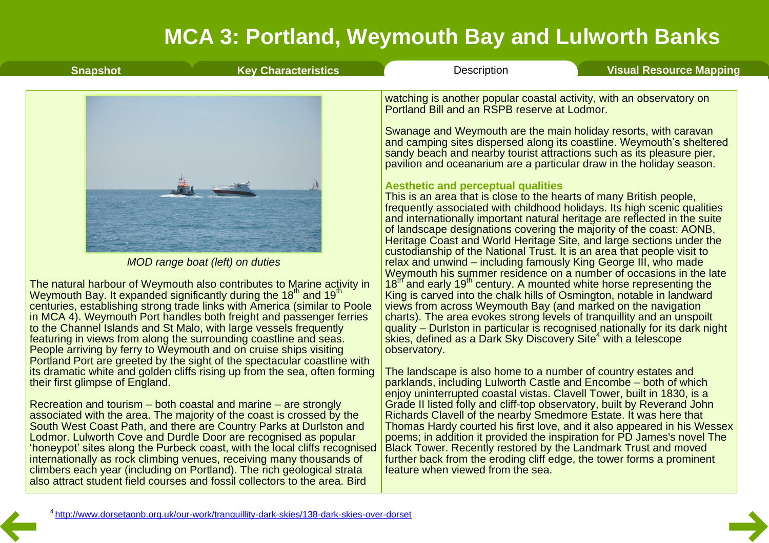# MCA 3: Portland, Weymouth Bay and Lulworth Banks

Snapshot | Key Characteristics | Description | Visual Resource Mapping

*MOD range boat (left) on duties*

The natural harbour of Weymouth also contributes to Marine activity in Weymouth Bay. It expanded significantly during the 18th and 19th centuries, establishing strong trade links with America (similar to Poole in MCA 4). Weymouth Port handles both freight and passenger ferries to the Channel Islands and St Malo, with large vessels frequently featuring in views from along the surrounding coastline and seas. People arriving by ferry to Weymouth and on cruise ships visiting Portland Port are greeted by the sight of the spectacular coastline with its dramatic white and golden cliffs rising up from the sea, often forming their first glimpse of England.

Recreation and tourism – both coastal and marine – are strongly associated with the area. The majority of the coast is crossed by the South West Coast Path, and there are Country Parks at Durlston and Lodmor. Lulworth Cove and Durdle Door are recognised as popular 'honeypot' sites along the Purbeck coast, with the local cliffs recognised internationally as rock climbing venues, receiving many thousands of climbers each year (including on Portland). The rich geological strata also attract student field courses and fossil collectors to the area. Bird watching is another popular coastal activity, with an observatory on Portland Bill and an RSPB reserve at Lodmor.

Swanage and Weymouth are the main holiday resorts, with caravan and camping sites dispersed along its coastline. Weymouth's sheltered sandy beach and nearby tourist attractions such as its pleasure pier, pavilion and oceanarium are a particular draw in the holiday season.

### Aesthetic and perceptual qualities

This is an area that is close to the hearts of many British people, frequently associated with childhood holidays. Its high scenic qualities and internationally important natural heritage are reflected in the suite of landscape designations covering the majority of the coast: AONB, Heritage Coast and World Heritage Site, and large sections under the custodianship of the National Trust. It is an area that people visit to relax and unwind – including famously King George III, who made Weymouth his summer residence on a number of occasions in the late 18th and early 19th century. A mounted white horse representing the King is carved into the chalk hills of Osmington, notable in landward views from across Weymouth Bay (and marked on the navigation charts). The area evokes strong levels of tranquillity and an unspoilt quality – Durlston in particular is recognised nationally for its dark night skies, defined as a Dark Sky Discovery Site[4] with a telescope observatory.

The landscape is also home to a number of country estates and parklands, including Lulworth Castle and Encombe – both of which enjoy uninterrupted coastal vistas. Clavell Tower, built in 1830, is a Grade II listed folly and cliff-top observatory, built by Reverand John Richards Clavell of the nearby Smedmore Estate. It was here that Thomas Hardy courted his first love, and it also appeared in his Wessex poems; in addition it provided the inspiration for PD James's novel The Black Tower. Recently restored by the Landmark Trust and moved further back from the eroding cliff edge, the tower forms a prominent feature when viewed from the sea.

[4] http://www.dorsetaonb.org.uk/our-work/tranquillity-dark-skies/138-dark-skies-over-dorset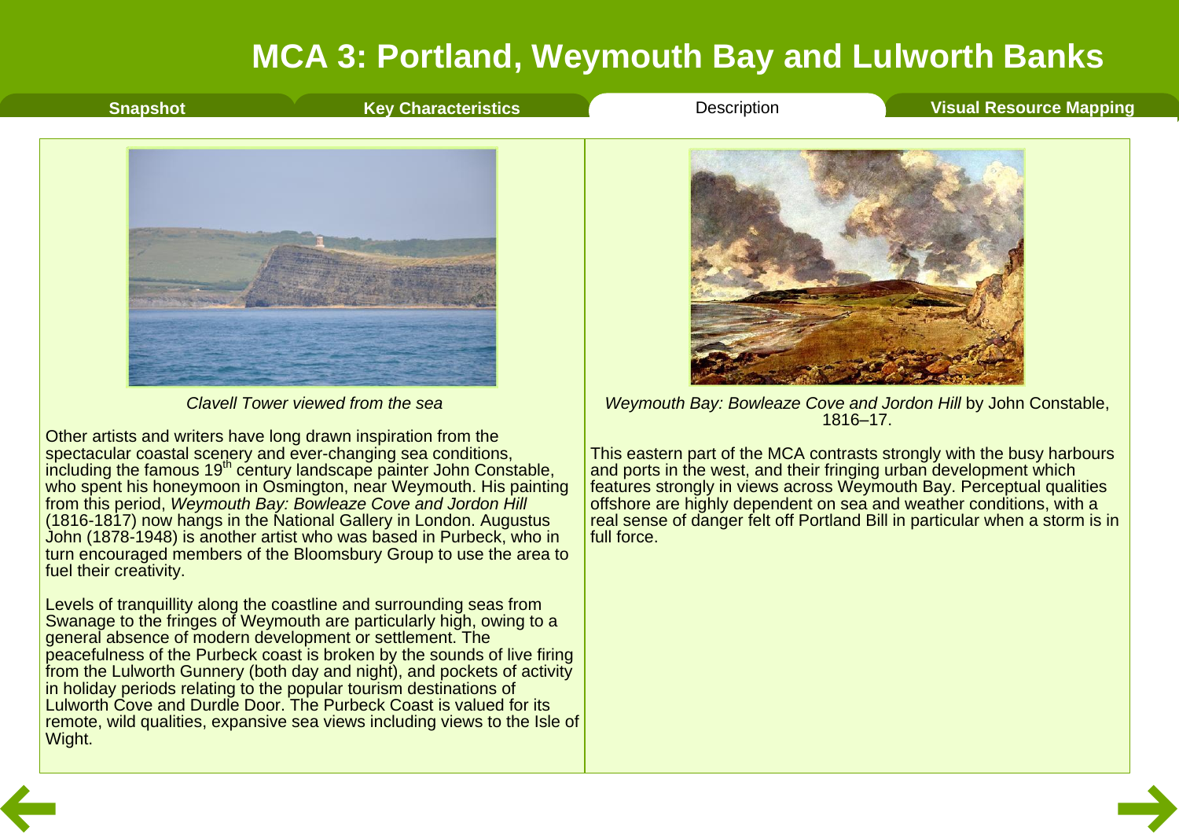# MCA 3: Portland, Weymouth Bay and Lulworth Banks

Snapshot | Key Characteristics | Description | Visual Resource Mapping

*Clavell Tower viewed from the sea*

Other artists and writers have long drawn inspiration from the spectacular coastal scenery and ever-changing sea conditions, including the famous 19th century landscape painter John Constable, who spent his honeymoon in Osmington, near Weymouth. His painting from this period, *Weymouth Bay: Bowleaze Cove and Jordon Hill* (1816-1817) now hangs in the National Gallery in London. Augustus John (1878-1948) is another artist who was based in Purbeck, who in turn encouraged members of the Bloomsbury Group to use the area to fuel their creativity.

Levels of tranquillity along the coastline and surrounding seas from Swanage to the fringes of Weymouth are particularly high, owing to a general absence of modern development or settlement. The peacefulness of the Purbeck coast is broken by the sounds of live firing from the Lulworth Gunnery (both day and night), and pockets of activity in holiday periods relating to the popular tourism destinations of Lulworth Cove and Durdle Door. The Purbeck Coast is valued for its remote, wild qualities, expansive sea views including views to the Isle of Wight.

*Weymouth Bay: Bowleaze Cove and Jordon Hill* by John Constable, 1816–17.

This eastern part of the MCA contrasts strongly with the busy harbours and ports in the west, and their fringing urban development which features strongly in views across Weymouth Bay. Perceptual qualities offshore are highly dependent on sea and weather conditions, with a real sense of danger felt off Portland Bill in particular when a storm is in full force.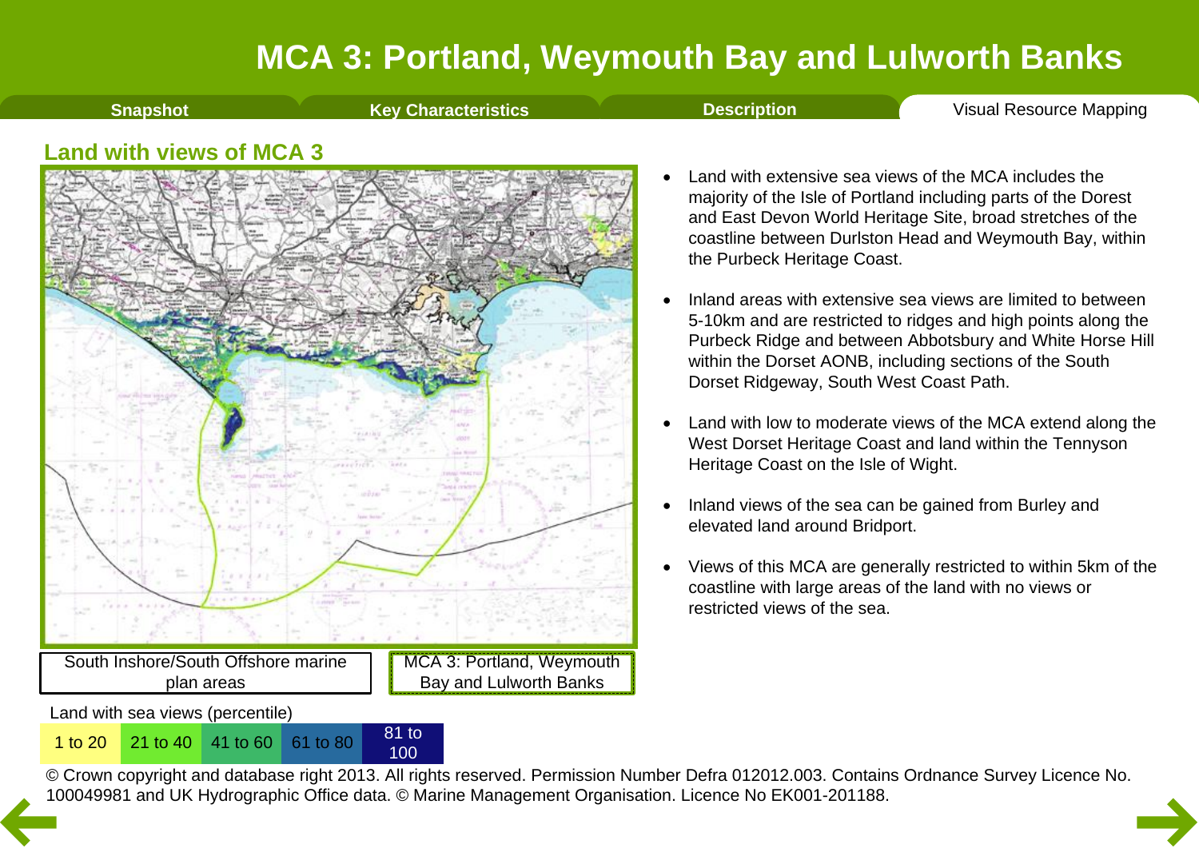# MCA 3: Portland, Weymouth Bay and Lulworth Banks

Snapshot | Key Characteristics | Description | Visual Resource Mapping

## Land with views of MCA 3

South Inshore/South Offshore marine plan areas

MCA 3: Portland, Weymouth Bay and Lulworth Banks

Land with sea views (percentile)

| 1 to 20 | 21 to 40 | 41 to 60 | 61 to 80 | 81 to 100 |
|---|---|---|---|---|

© Crown copyright and database right 2013. All rights reserved. Permission Number Defra 012012.003. Contains Ordnance Survey Licence No. 100049981 and UK Hydrographic Office data. © Marine Management Organisation. Licence No EK001-201188.

- Land with extensive sea views of the MCA includes the majority of the Isle of Portland including parts of the Dorest and East Devon World Heritage Site, broad stretches of the coastline between Durlston Head and Weymouth Bay, within the Purbeck Heritage Coast.
- Inland areas with extensive sea views are limited to between 5-10km and are restricted to ridges and high points along the Purbeck Ridge and between Abbotsbury and White Horse Hill within the Dorset AONB, including sections of the South Dorset Ridgeway, South West Coast Path.
- Land with low to moderate views of the MCA extend along the West Dorset Heritage Coast and land within the Tennyson Heritage Coast on the Isle of Wight.
- Inland views of the sea can be gained from Burley and elevated land around Bridport.
- Views of this MCA are generally restricted to within 5km of the coastline with large areas of the land with no views or restricted views of the sea.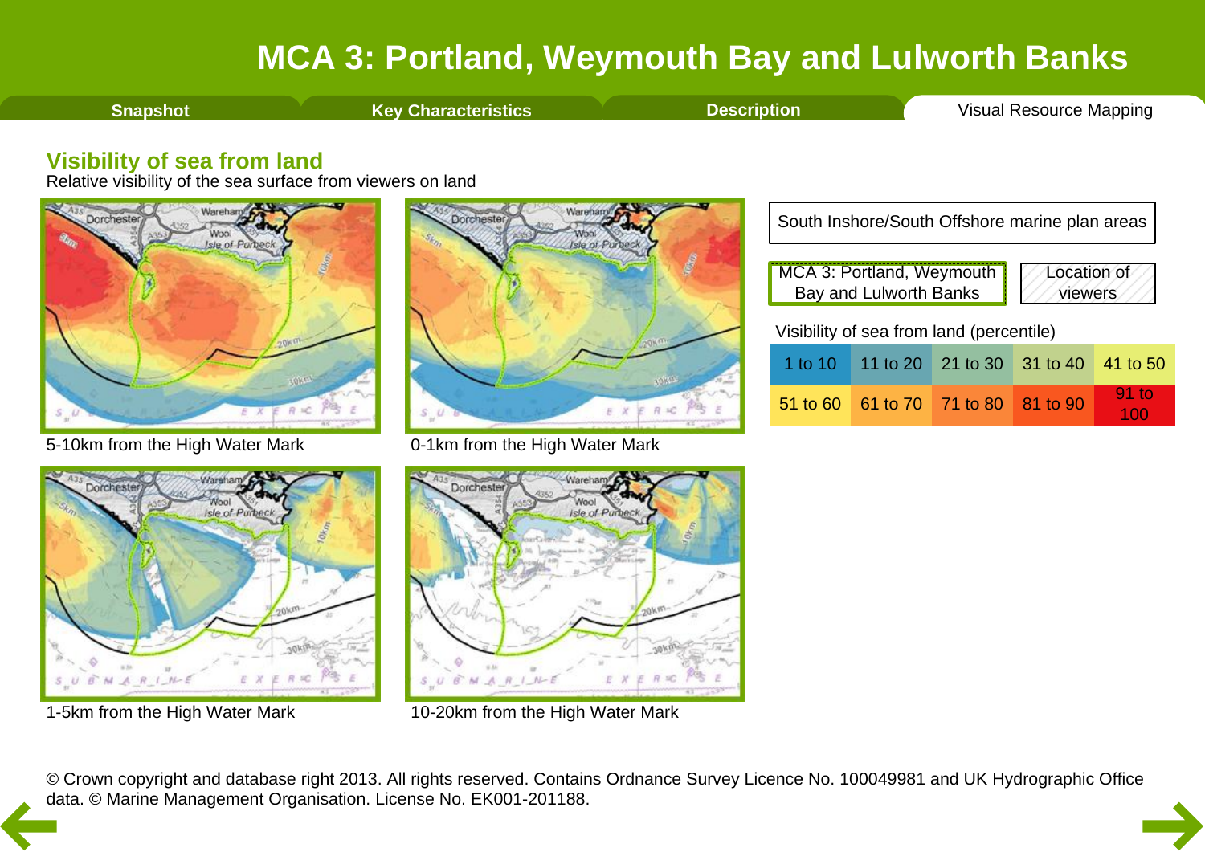# MCA 3: Portland, Weymouth Bay and Lulworth Banks

Snapshot | Key Characteristics | Description | Visual Resource Mapping

## Visibility of sea from land

Relative visibility of the sea surface from viewers on land

5-10km from the High Water Mark

0-1km from the High Water Mark

1-5km from the High Water Mark

10-20km from the High Water Mark

South Inshore/South Offshore marine plan areas

MCA 3: Portland, Weymouth Bay and Lulworth Banks

Location of viewers

Visibility of sea from land (percentile)

| | | | | |
|---|---|---|---|---|
| 1 to 10 | 11 to 20 | 21 to 30 | 31 to 40 | 41 to 50 |
| 51 to 60 | 61 to 70 | 71 to 80 | 81 to 90 | 91 to 100 |

© Crown copyright and database right 2013. All rights reserved. Contains Ordnance Survey Licence No. 100049981 and UK Hydrographic Office data. © Marine Management Organisation. License No. EK001-201188.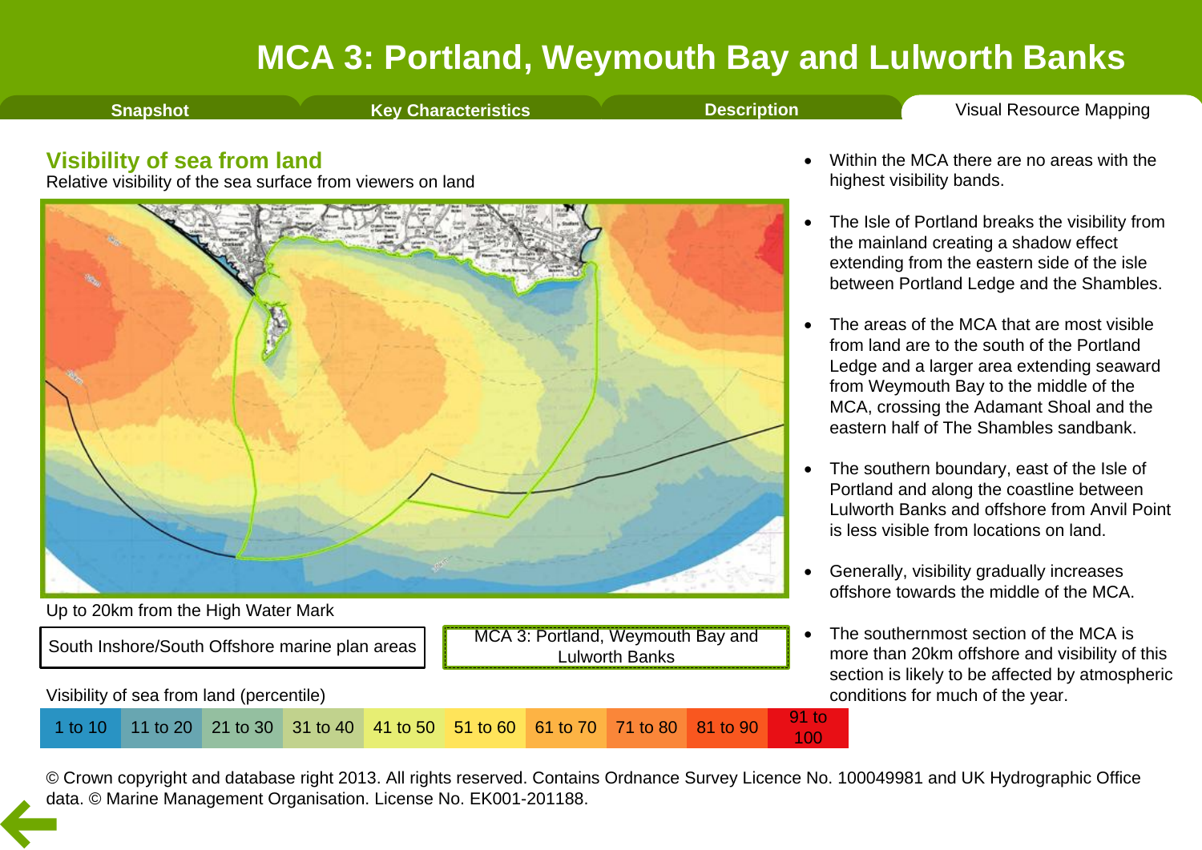# MCA 3: Portland, Weymouth Bay and Lulworth Banks

Snapshot | Key Characteristics | Description | Visual Resource Mapping

## Visibility of sea from land

Relative visibility of the sea surface from viewers on land

Up to 20km from the High Water Mark

South Inshore/South Offshore marine plan areas

MCA 3: Portland, Weymouth Bay and Lulworth Banks

Visibility of sea from land (percentile)

1 to 10
11 to 20
21 to 30
31 to 40
41 to 50
51 to 60
61 to 70
71 to 80
81 to 90
91 to 100

- Within the MCA there are no areas with the highest visibility bands.
- The Isle of Portland breaks the visibility from the mainland creating a shadow effect extending from the eastern side of the isle between Portland Ledge and the Shambles.
- The areas of the MCA that are most visible from land are to the south of the Portland Ledge and a larger area extending seaward from Weymouth Bay to the middle of the MCA, crossing the Adamant Shoal and the eastern half of The Shambles sandbank.
- The southern boundary, east of the Isle of Portland and along the coastline between Lulworth Banks and offshore from Anvil Point is less visible from locations on land.
- Generally, visibility gradually increases offshore towards the middle of the MCA.
- The southernmost section of the MCA is more than 20km offshore and visibility of this section is likely to be affected by atmospheric conditions for much of the year.

© Crown copyright and database right 2013. All rights reserved. Contains Ordnance Survey Licence No. 100049981 and UK Hydrographic Office data. © Marine Management Organisation. License No. EK001-201188.